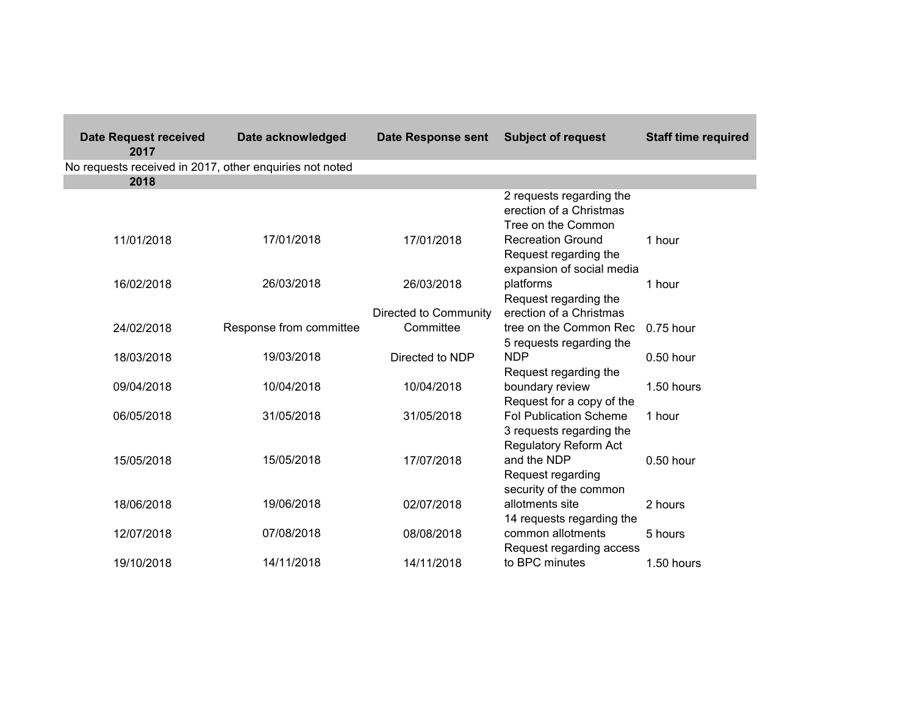| Date Request received | Date acknowledged | Date Response sent | Subject of request | Staff time required |
|---|---|---|---|---|
| **2017** | | | | |
| No requests received in 2017, other enquiries not noted | | | | |
| **2018** | | | | |
| 11/01/2018 | 17/01/2018 | 17/01/2018 | 2 requests regarding the erection of a Christmas Tree on the Common Recreation Ground | 1 hour |
| 16/02/2018 | 26/03/2018 | 26/03/2018 | Request regarding the expansion of social media platforms | 1 hour |
| 24/02/2018 | Response from committee | Directed to Community Committee | Request regarding the erection of a Christmas tree on the Common Rec | 0.75 hour |
| 18/03/2018 | 19/03/2018 | Directed to NDP | 5 requests regarding the NDP | 0.50 hour |
| 09/04/2018 | 10/04/2018 | 10/04/2018 | Request regarding the boundary review | 1.50 hours |
| 06/05/2018 | 31/05/2018 | 31/05/2018 | Request for a copy of the FoI Publication Scheme | 1 hour |
| 15/05/2018 | 15/05/2018 | 17/07/2018 | 3 requests regarding the Regulatory Reform Act and the NDP | 0.50 hour |
| 18/06/2018 | 19/06/2018 | 02/07/2018 | Request regarding security of the common allotments site | 2 hours |
| 12/07/2018 | 07/08/2018 | 08/08/2018 | 14 requests regarding the common allotments | 5 hours |
| 19/10/2018 | 14/11/2018 | 14/11/2018 | Request regarding access to BPC minutes | 1.50 hours |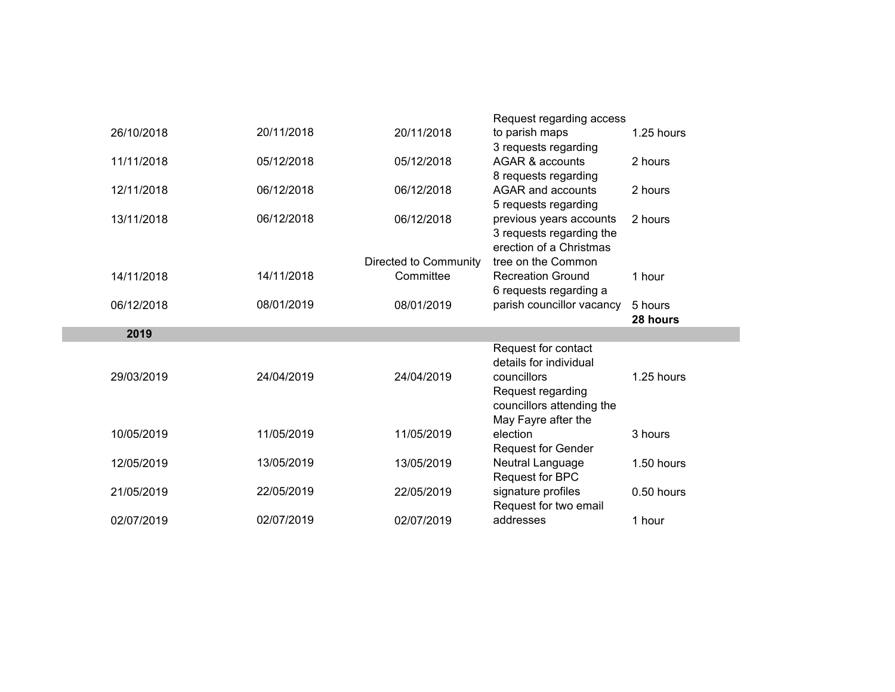| | | | | |
|---|---|---|---|---|
| 26/10/2018 | 20/11/2018 | 20/11/2018 | Request regarding access to parish maps | 1.25 hours |
| 11/11/2018 | 05/12/2018 | 05/12/2018 | 3 requests regarding AGAR & accounts | 2 hours |
| 12/11/2018 | 06/12/2018 | 06/12/2018 | 8 requests regarding AGAR and accounts | 2 hours |
| 13/11/2018 | 06/12/2018 | 06/12/2018 | 5 requests regarding previous years accounts | 2 hours |
| 14/11/2018 | 14/11/2018 | Directed to Community Committee | 3 requests regarding the erection of a Christmas tree on the Common Recreation Ground | 1 hour |
| 06/12/2018 | 08/01/2019 | 08/01/2019 | 6 requests regarding a parish councillor vacancy | 5 hours |
| | | | | **28 hours** |
| **2019** | | | | |
| 29/03/2019 | 24/04/2019 | 24/04/2019 | Request for contact details for individual councillors | 1.25 hours |
| 10/05/2019 | 11/05/2019 | 11/05/2019 | Request regarding councillors attending the May Fayre after the election | 3 hours |
| 12/05/2019 | 13/05/2019 | 13/05/2019 | Request for Gender Neutral Language | 1.50 hours |
| 21/05/2019 | 22/05/2019 | 22/05/2019 | Request for BPC signature profiles | 0.50 hours |
| 02/07/2019 | 02/07/2019 | 02/07/2019 | Request for two email addresses | 1 hour |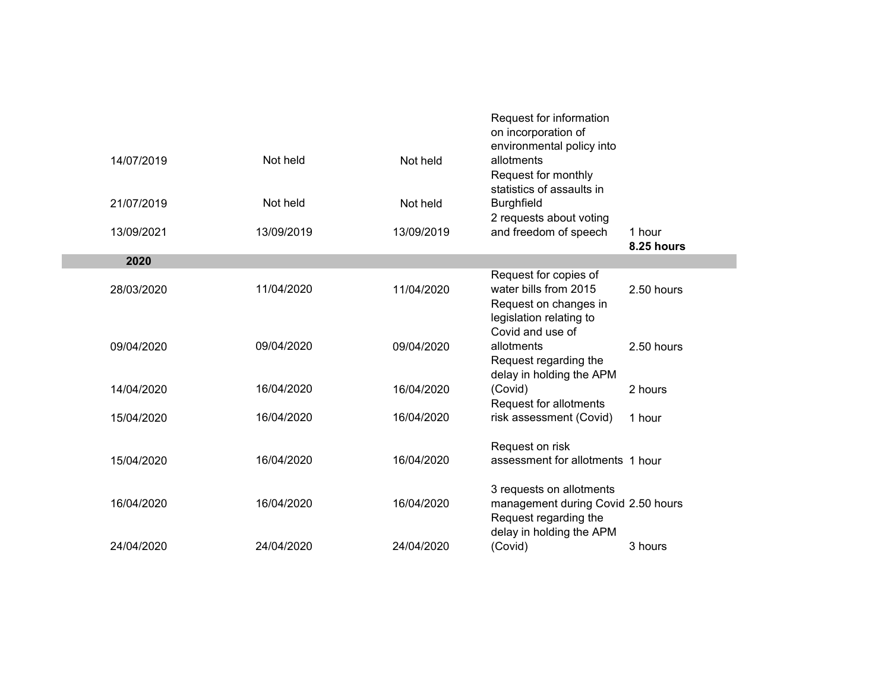| | | | | |
|---|---|---|---|---|
| 14/07/2019 | Not held | Not held | Request for information on incorporation of environmental policy into allotments | |
| 21/07/2019 | Not held | Not held | Request for monthly statistics of assaults in Burghfield | |
| 13/09/2021 | 13/09/2019 | 13/09/2019 | 2 requests about voting and freedom of speech | 1 hour |
| | | | | **8.25 hours** |
| **2020** | | | | |
| 28/03/2020 | 11/04/2020 | 11/04/2020 | Request for copies of water bills from 2015 | 2.50 hours |
| 09/04/2020 | 09/04/2020 | 09/04/2020 | Request on changes in legislation relating to Covid and use of allotments | 2.50 hours |
| 14/04/2020 | 16/04/2020 | 16/04/2020 | Request regarding the delay in holding the APM (Covid) | 2 hours |
| 15/04/2020 | 16/04/2020 | 16/04/2020 | Request for allotments risk assessment (Covid) | 1 hour |
| 15/04/2020 | 16/04/2020 | 16/04/2020 | Request on risk assessment for allotments | 1 hour |
| 16/04/2020 | 16/04/2020 | 16/04/2020 | 3 requests on allotments management during Covid | 2.50 hours |
| 24/04/2020 | 24/04/2020 | 24/04/2020 | Request regarding the delay in holding the APM (Covid) | 3 hours |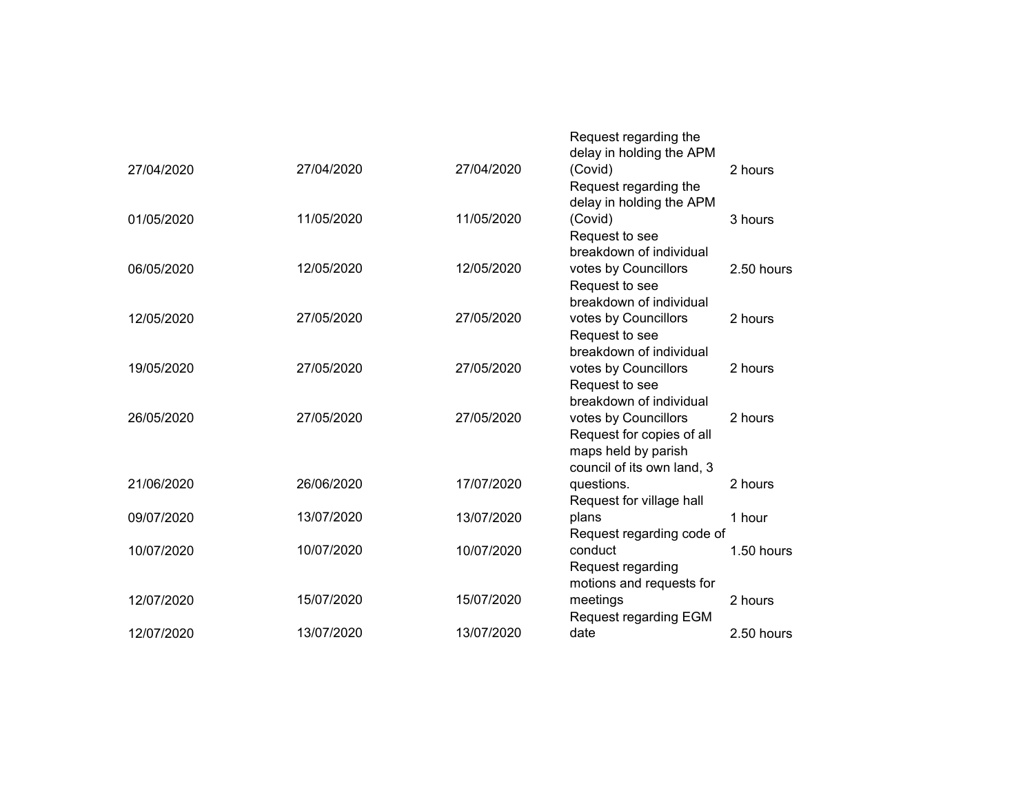| | | | | |
|---|---|---|---|---|
| 27/04/2020 | 27/04/2020 | 27/04/2020 | Request regarding the delay in holding the APM (Covid) | 2 hours |
| 01/05/2020 | 11/05/2020 | 11/05/2020 | Request regarding the delay in holding the APM (Covid) | 3 hours |
| 06/05/2020 | 12/05/2020 | 12/05/2020 | Request to see breakdown of individual votes by Councillors | 2.50 hours |
| 12/05/2020 | 27/05/2020 | 27/05/2020 | Request to see breakdown of individual votes by Councillors | 2 hours |
| 19/05/2020 | 27/05/2020 | 27/05/2020 | Request to see breakdown of individual votes by Councillors | 2 hours |
| 26/05/2020 | 27/05/2020 | 27/05/2020 | Request to see breakdown of individual votes by Councillors | 2 hours |
| 21/06/2020 | 26/06/2020 | 17/07/2020 | Request for copies of all maps held by parish council of its own land, 3 questions. | 2 hours |
| 09/07/2020 | 13/07/2020 | 13/07/2020 | Request for village hall plans | 1 hour |
| 10/07/2020 | 10/07/2020 | 10/07/2020 | Request regarding code of conduct | 1.50 hours |
| 12/07/2020 | 15/07/2020 | 15/07/2020 | Request regarding motions and requests for meetings | 2 hours |
| 12/07/2020 | 13/07/2020 | 13/07/2020 | Request regarding EGM date | 2.50 hours |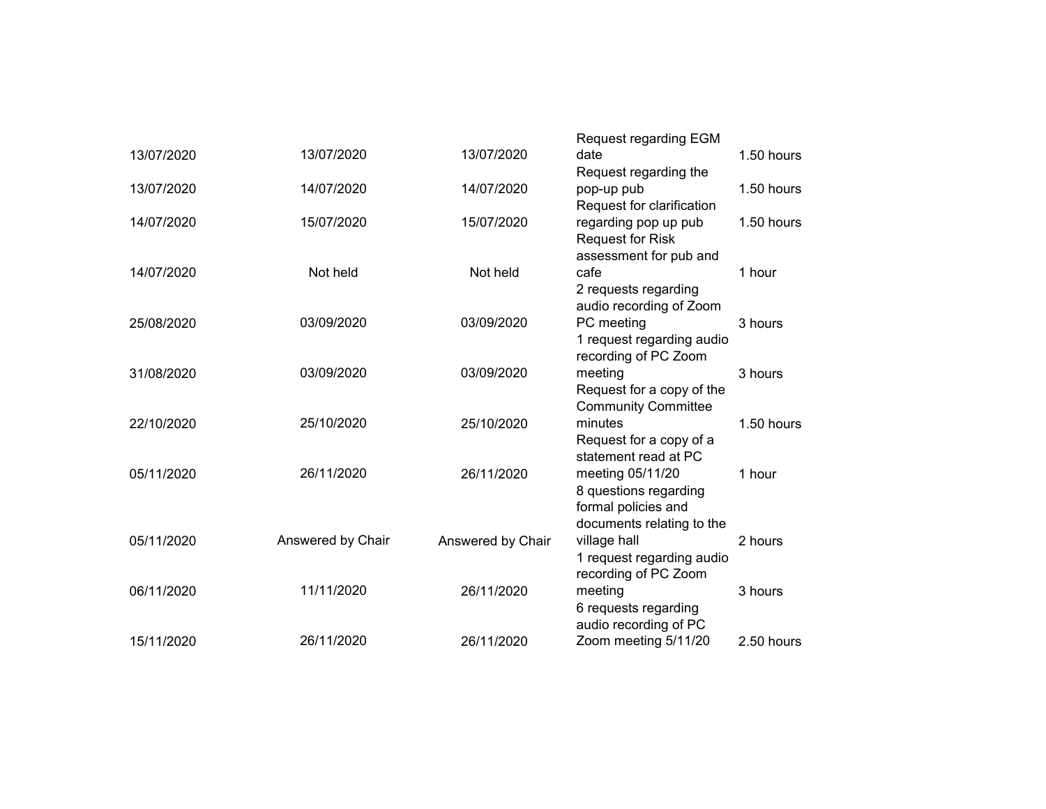| | | | | |
|---|---|---|---|---|
| 13/07/2020 | 13/07/2020 | 13/07/2020 | Request regarding EGM date | 1.50 hours |
| 13/07/2020 | 14/07/2020 | 14/07/2020 | Request regarding the pop-up pub | 1.50 hours |
| 14/07/2020 | 15/07/2020 | 15/07/2020 | Request for clarification regarding pop up pub | 1.50 hours |
| 14/07/2020 | Not held | Not held | Request for Risk assessment for pub and cafe | 1 hour |
| 25/08/2020 | 03/09/2020 | 03/09/2020 | 2 requests regarding audio recording of Zoom PC meeting | 3 hours |
| 31/08/2020 | 03/09/2020 | 03/09/2020 | 1 request regarding audio recording of PC Zoom meeting | 3 hours |
| 22/10/2020 | 25/10/2020 | 25/10/2020 | Request for a copy of the Community Committee minutes | 1.50 hours |
| 05/11/2020 | 26/11/2020 | 26/11/2020 | Request for a copy of a statement read at PC meeting 05/11/20 | 1 hour |
| 05/11/2020 | Answered by Chair | Answered by Chair | 8 questions regarding formal policies and documents relating to the village hall | 2 hours |
| 06/11/2020 | 11/11/2020 | 26/11/2020 | 1 request regarding audio recording of PC Zoom meeting | 3 hours |
| 15/11/2020 | 26/11/2020 | 26/11/2020 | 6 requests regarding audio recording of PC Zoom meeting 5/11/20 | 2.50 hours |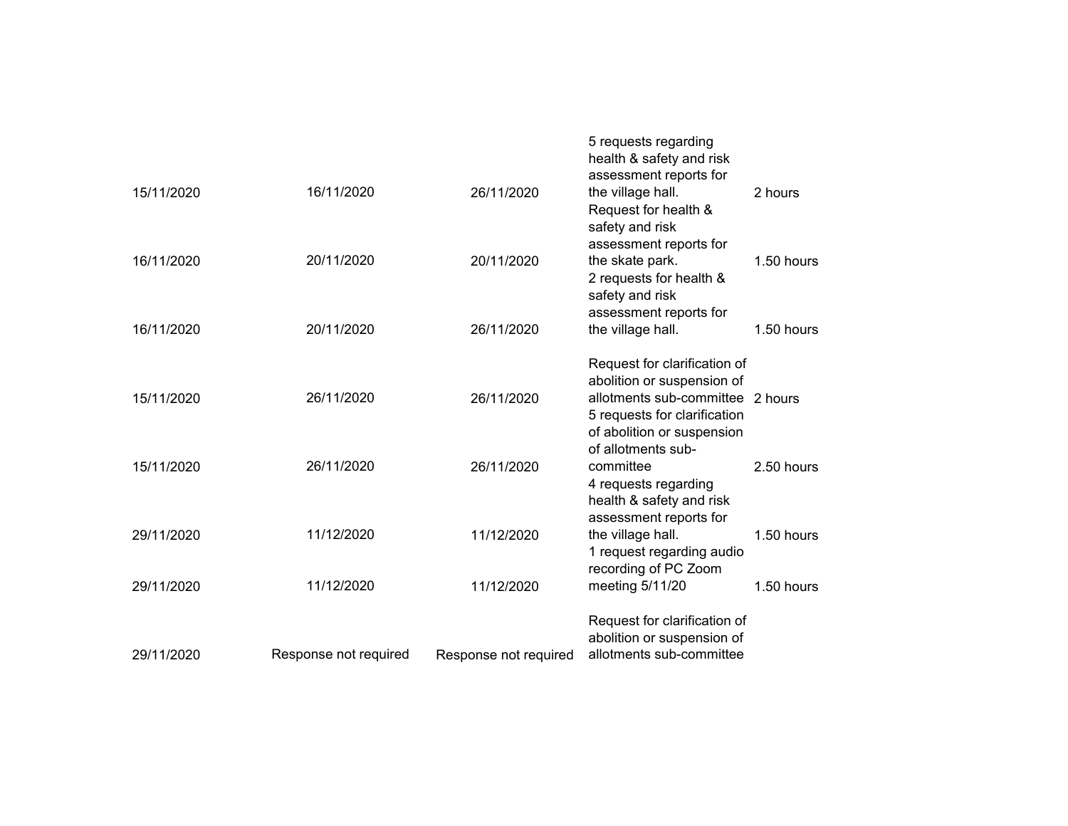| | | | | |
|---|---|---|---|---|
| 15/11/2020 | 16/11/2020 | 26/11/2020 | 5 requests regarding health & safety and risk assessment reports for the village hall. | 2 hours |
| 16/11/2020 | 20/11/2020 | 20/11/2020 | Request for health & safety and risk assessment reports for the skate park. | 1.50 hours |
| 16/11/2020 | 20/11/2020 | 26/11/2020 | 2 requests for health & safety and risk assessment reports for the village hall. | 1.50 hours |
| 15/11/2020 | 26/11/2020 | 26/11/2020 | Request for clarification of abolition or suspension of allotments sub-committee | 2 hours |
| 15/11/2020 | 26/11/2020 | 26/11/2020 | 5 requests for clarification of abolition or suspension of allotments sub-committee | 2.50 hours |
| 29/11/2020 | 11/12/2020 | 11/12/2020 | 4 requests regarding health & safety and risk assessment reports for the village hall. | 1.50 hours |
| 29/11/2020 | 11/12/2020 | 11/12/2020 | 1 request regarding audio recording of PC Zoom meeting 5/11/20 | 1.50 hours |
| 29/11/2020 | Response not required | Response not required | Request for clarification of abolition or suspension of allotments sub-committee | |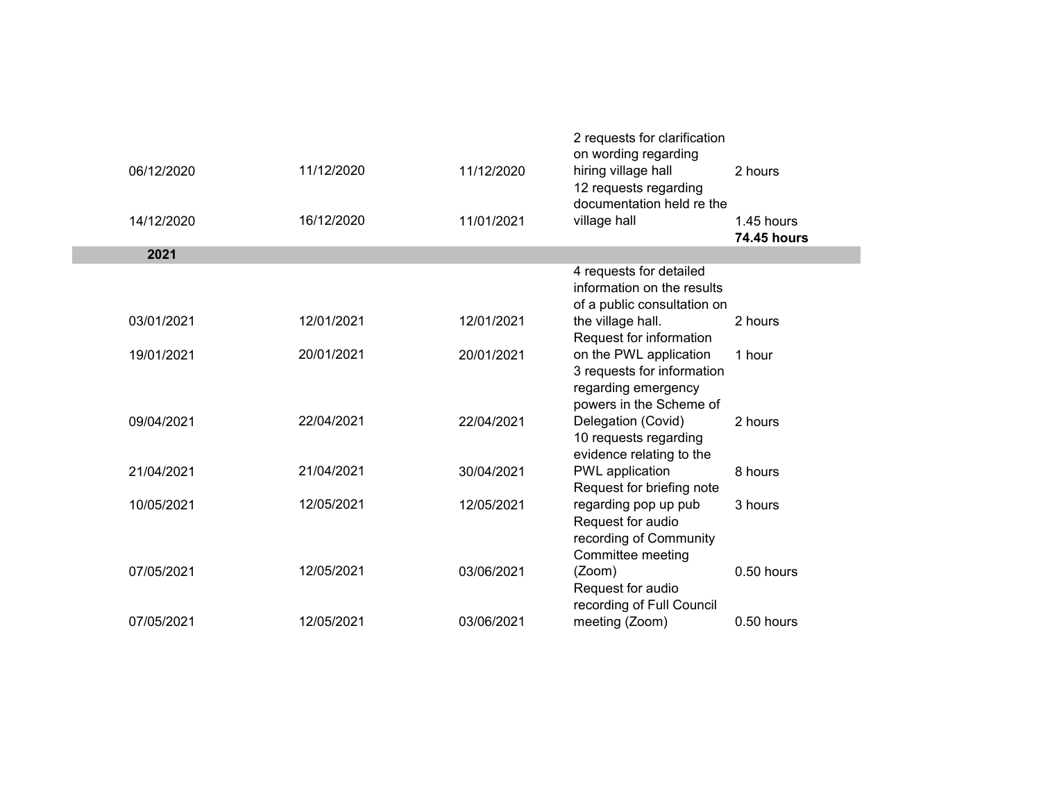| | | | | |
|---|---|---|---|---|
| 06/12/2020 | 11/12/2020 | 11/12/2020 | 2 requests for clarification on wording regarding hiring village hall | 2 hours |
| 14/12/2020 | 16/12/2020 | 11/01/2021 | 12 requests regarding documentation held re the village hall | 1.45 hours |
| | | | | **74.45 hours** |
| **2021** | | | | |
| 03/01/2021 | 12/01/2021 | 12/01/2021 | 4 requests for detailed information on the results of a public consultation on the village hall. | 2 hours |
| 19/01/2021 | 20/01/2021 | 20/01/2021 | Request for information on the PWL application | 1 hour |
| 09/04/2021 | 22/04/2021 | 22/04/2021 | 3 requests for information regarding emergency powers in the Scheme of Delegation (Covid) | 2 hours |
| 21/04/2021 | 21/04/2021 | 30/04/2021 | 10 requests regarding evidence relating to the PWL application | 8 hours |
| 10/05/2021 | 12/05/2021 | 12/05/2021 | Request for briefing note regarding pop up pub | 3 hours |
| 07/05/2021 | 12/05/2021 | 03/06/2021 | Request for audio recording of Community Committee meeting (Zoom) | 0.50 hours |
| 07/05/2021 | 12/05/2021 | 03/06/2021 | Request for audio recording of Full Council meeting (Zoom) | 0.50 hours |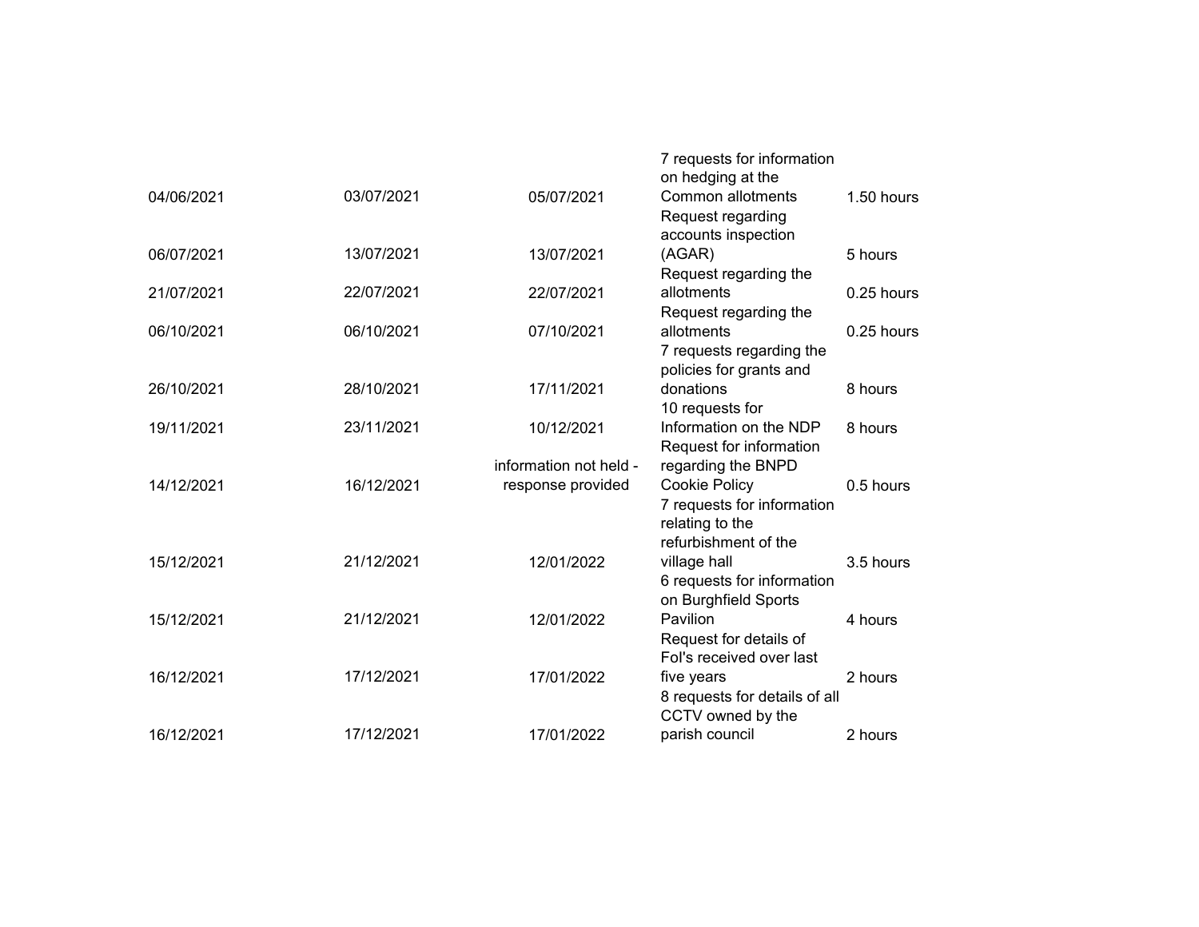| | | | | |
|---|---|---|---|---|
| 04/06/2021 | 03/07/2021 | 05/07/2021 | 7 requests for information on hedging at the Common allotments | 1.50 hours |
| 06/07/2021 | 13/07/2021 | 13/07/2021 | Request regarding accounts inspection (AGAR) | 5 hours |
| 21/07/2021 | 22/07/2021 | 22/07/2021 | Request regarding the allotments | 0.25 hours |
| 06/10/2021 | 06/10/2021 | 07/10/2021 | Request regarding the allotments | 0.25 hours |
| 26/10/2021 | 28/10/2021 | 17/11/2021 | 7 requests regarding the policies for grants and donations | 8 hours |
| 19/11/2021 | 23/11/2021 | 10/12/2021 | 10 requests for Information on the NDP | 8 hours |
| 14/12/2021 | 16/12/2021 | information not held - response provided | Request for information regarding the BNPD Cookie Policy | 0.5 hours |
| 15/12/2021 | 21/12/2021 | 12/01/2022 | 7 requests for information relating to the refurbishment of the village hall | 3.5 hours |
| 15/12/2021 | 21/12/2021 | 12/01/2022 | 6 requests for information on Burghfield Sports Pavilion | 4 hours |
| 16/12/2021 | 17/12/2021 | 17/01/2022 | Request for details of FoI's received over last five years | 2 hours |
| 16/12/2021 | 17/12/2021 | 17/01/2022 | 8 requests for details of all CCTV owned by the parish council | 2 hours |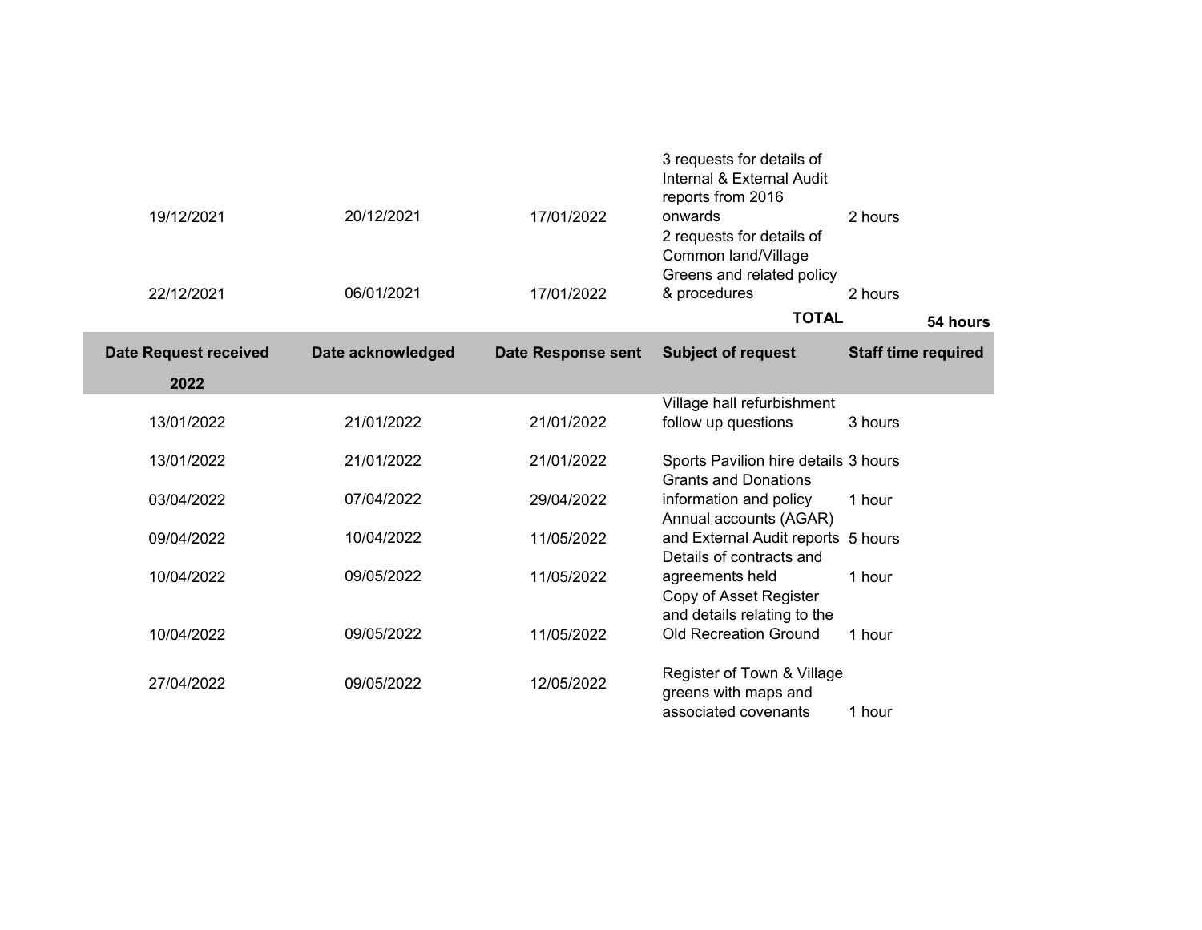| | | | | |
|---|---|---|---|---|
| 19/12/2021 | 20/12/2021 | 17/01/2022 | 3 requests for details of Internal & External Audit reports from 2016 onwards | 2 hours |
| 22/12/2021 | 06/01/2021 | 17/01/2022 | 2 requests for details of Common land/Village Greens and related policy & procedures | 2 hours |
| | | | **TOTAL** | **54 hours** |

| Date Request received | Date acknowledged | Date Response sent | Subject of request | Staff time required |
|---|---|---|---|---|
| **2022** | | | | |
| 13/01/2022 | 21/01/2022 | 21/01/2022 | Village hall refurbishment follow up questions | 3 hours |
| 13/01/2022 | 21/01/2022 | 21/01/2022 | Sports Pavilion hire details | 3 hours |
| 03/04/2022 | 07/04/2022 | 29/04/2022 | Grants and Donations information and policy | 1 hour |
| 09/04/2022 | 10/04/2022 | 11/05/2022 | Annual accounts (AGAR) and External Audit reports | 5 hours |
| 10/04/2022 | 09/05/2022 | 11/05/2022 | Details of contracts and agreements held | 1 hour |
| 10/04/2022 | 09/05/2022 | 11/05/2022 | Copy of Asset Register and details relating to the Old Recreation Ground | 1 hour |
| 27/04/2022 | 09/05/2022 | 12/05/2022 | Register of Town & Village greens with maps and associated covenants | 1 hour |